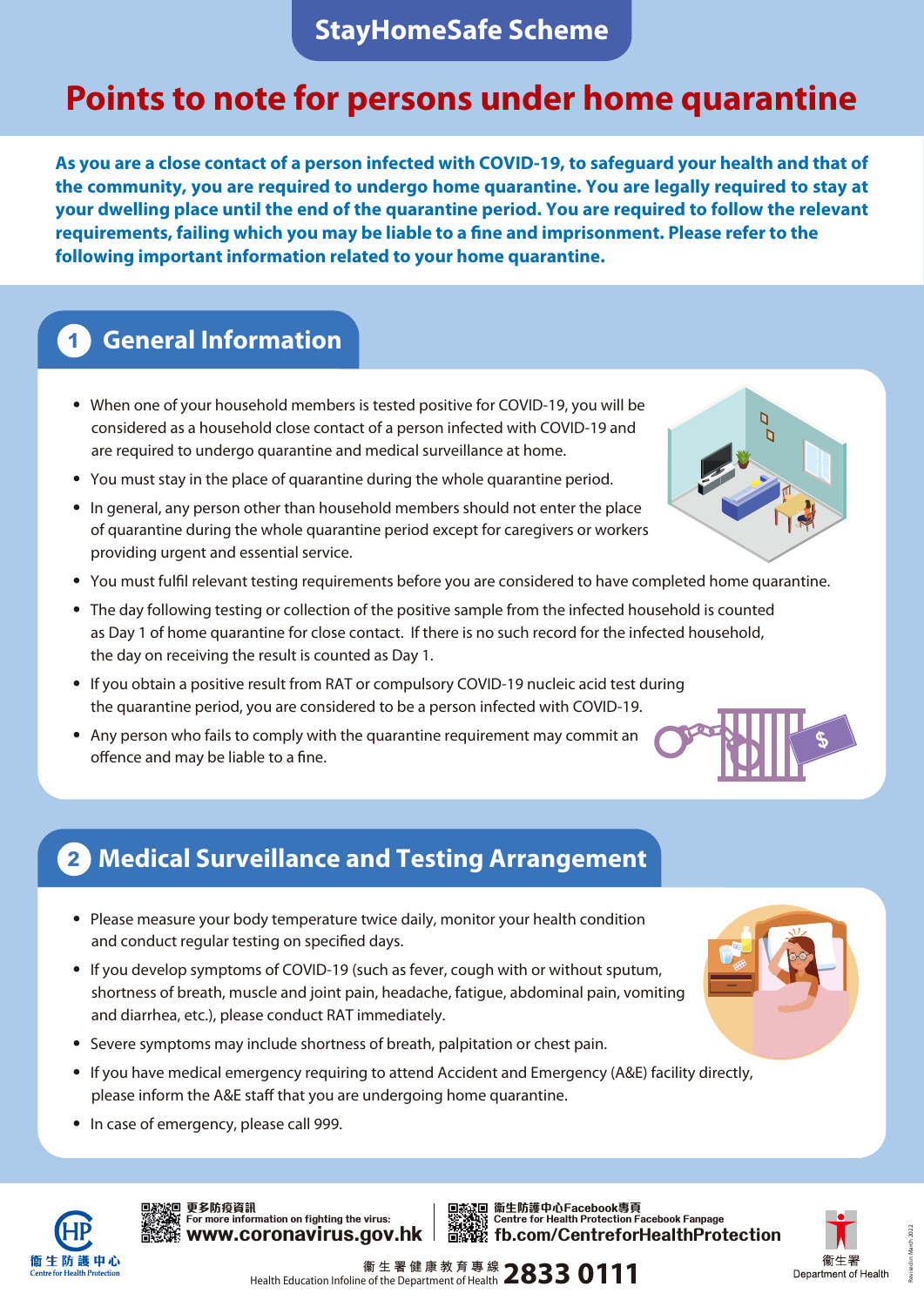StayHomeSafe Scheme

# Points to note for persons under home quarantine

**As you are a close contact of a person infected with COVID-19, to safeguard your health and that of the community, you are required to undergo home quarantine. You are legally required to stay at your dwelling place until the end of the quarantine period. You are required to follow the relevant requirements, failing which you may be liable to a fine and imprisonment. Please refer to the following important information related to your home quarantine.**

## 1 General Information

- When one of your household members is tested positive for COVID-19, you will be considered as a household close contact of a person infected with COVID-19 and are required to undergo quarantine and medical surveillance at home.
- You must stay in the place of quarantine during the whole quarantine period.
- In general, any person other than household members should not enter the place of quarantine during the whole quarantine period except for caregivers or workers providing urgent and essential service.
- You must fulfil relevant testing requirements before you are considered to have completed home quarantine.
- The day following testing or collection of the positive sample from the infected household is counted as Day 1 of home quarantine for close contact. If there is no such record for the infected household, the day on receiving the result is counted as Day 1.
- If you obtain a positive result from RAT or compulsory COVID-19 nucleic acid test during the quarantine period, you are considered to be a person infected with COVID-19.
- Any person who fails to comply with the quarantine requirement may commit an offence and may be liable to a fine.

## 2 Medical Surveillance and Testing Arrangement

- Please measure your body temperature twice daily, monitor your health condition and conduct regular testing on specified days.
- If you develop symptoms of COVID-19 (such as fever, cough with or without sputum, shortness of breath, muscle and joint pain, headache, fatigue, abdominal pain, vomiting and diarrhea, etc.), please conduct RAT immediately.
- Severe symptoms may include shortness of breath, palpitation or chest pain.
- If you have medical emergency requiring to attend Accident and Emergency (A&E) facility directly, please inform the A&E staff that you are undergoing home quarantine.
- In case of emergency, please call 999.

衞生防護中心 Centre for Health Protection

更多防疫資訊 For more information on fighting the virus: **www.coronavirus.gov.hk**

衞生防護中心Facebook專頁 Centre for Health Protection Facebook Fanpage **fb.com/CentreforHealthProtection**

衞生署健康教育專線 Health Education Infoline of the Department of Health **2833 0111**

衞生署 Department of Health

Revised in March 2022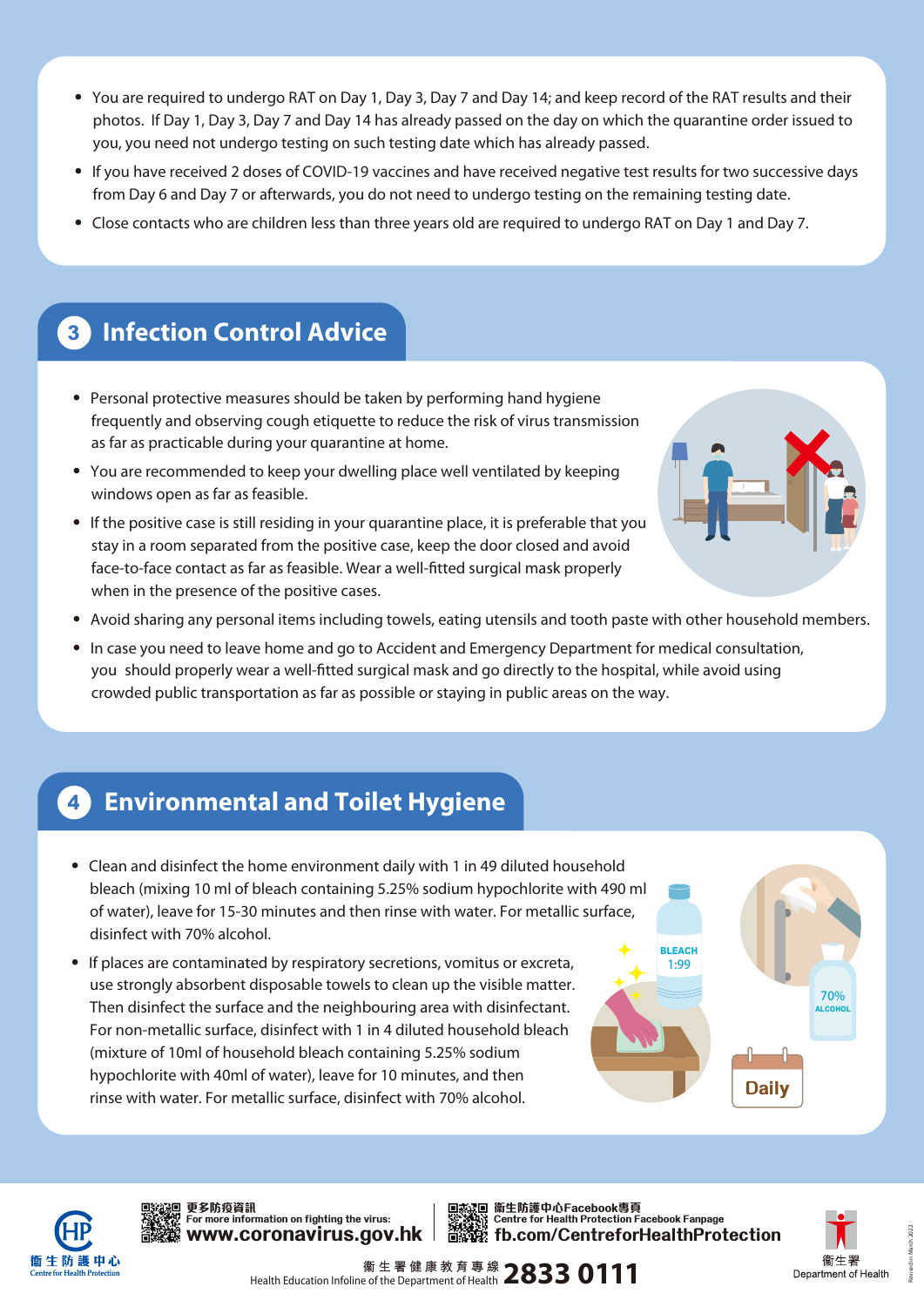- You are required to undergo RAT on Day 1, Day 3, Day 7 and Day 14; and keep record of the RAT results and their photos. If Day 1, Day 3, Day 7 and Day 14 has already passed on the day on which the quarantine order issued to you, you need not undergo testing on such testing date which has already passed.
- If you have received 2 doses of COVID-19 vaccines and have received negative test results for two successive days from Day 6 and Day 7 or afterwards, you do not need to undergo testing on the remaining testing date.
- Close contacts who are children less than three years old are required to undergo RAT on Day 1 and Day 7.

## 3 Infection Control Advice

- Personal protective measures should be taken by performing hand hygiene frequently and observing cough etiquette to reduce the risk of virus transmission as far as practicable during your quarantine at home.
- You are recommended to keep your dwelling place well ventilated by keeping windows open as far as feasible.
- If the positive case is still residing in your quarantine place, it is preferable that you stay in a room separated from the positive case, keep the door closed and avoid face-to-face contact as far as feasible. Wear a well-fitted surgical mask properly when in the presence of the positive cases.
- Avoid sharing any personal items including towels, eating utensils and tooth paste with other household members.
- In case you need to leave home and go to Accident and Emergency Department for medical consultation, you should properly wear a well-fitted surgical mask and go directly to the hospital, while avoid using crowded public transportation as far as possible or staying in public areas on the way.

## 4 Environmental and Toilet Hygiene

- Clean and disinfect the home environment daily with 1 in 49 diluted household bleach (mixing 10 ml of bleach containing 5.25% sodium hypochlorite with 490 ml of water), leave for 15-30 minutes and then rinse with water. For metallic surface, disinfect with 70% alcohol.
- If places are contaminated by respiratory secretions, vomitus or excreta, use strongly absorbent disposable towels to clean up the visible matter. Then disinfect the surface and the neighbouring area with disinfectant. For non-metallic surface, disinfect with 1 in 4 diluted household bleach (mixture of 10ml of household bleach containing 5.25% sodium hypochlorite with 40ml of water), leave for 10 minutes, and then rinse with water. For metallic surface, disinfect with 70% alcohol.

BLEACH 1:99

70% ALCOHOL

Daily

衞生防護中心 Centre for Health Protection

更多防疫資訊 For more information on fighting the virus: www.coronavirus.gov.hk

衞生防護中心Facebook專頁 Centre for Health Protection Facebook Fanpage fb.com/CentreforHealthProtection

衞生署健康教育專線 Health Education Infoline of the Department of Health 2833 0111

衞生署 Department of Health

Revised in March 2022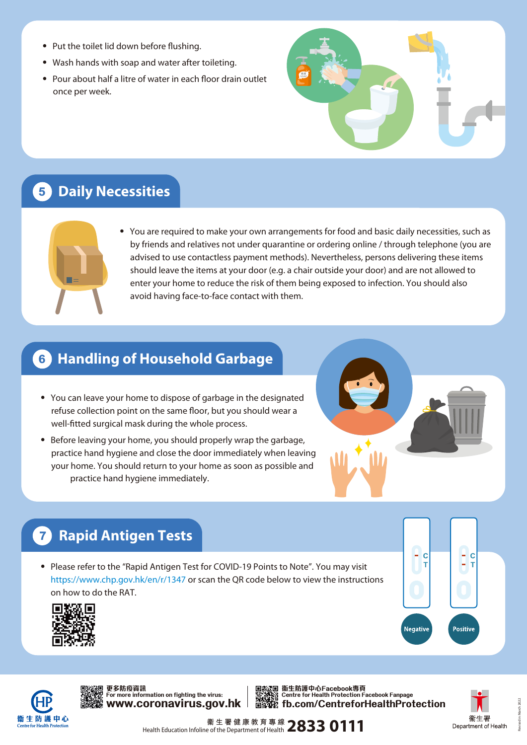- Put the toilet lid down before flushing.
- Wash hands with soap and water after toileting.
- Pour about half a litre of water in each floor drain outlet once per week.

## 5 Daily Necessities

- You are required to make your own arrangements for food and basic daily necessities, such as by friends and relatives not under quarantine or ordering online / through telephone (you are advised to use contactless payment methods). Nevertheless, persons delivering these items should leave the items at your door (e.g. a chair outside your door) and are not allowed to enter your home to reduce the risk of them being exposed to infection. You should also avoid having face-to-face contact with them.

## 6 Handling of Household Garbage

- You can leave your home to dispose of garbage in the designated refuse collection point on the same floor, but you should wear a well-fitted surgical mask during the whole process.
- Before leaving your home, you should properly wrap the garbage, practice hand hygiene and close the door immediately when leaving your home. You should return to your home as soon as possible and practice hand hygiene immediately.

## 7 Rapid Antigen Tests

- Please refer to the "Rapid Antigen Test for COVID-19 Points to Note". You may visit https://www.chp.gov.hk/en/r/1347 or scan the QR code below to view the instructions on how to do the RAT.

Negative | Positive

更多防疫資訊
For more information on fighting the virus:
www.coronavirus.gov.hk

衞生防護中心Facebook專頁
Centre for Health Protection Facebook Fanpage
fb.com/CentreforHealthProtection

衞生署健康教育專線
Health Education Infoline of the Department of Health 2833 0111

衞生防護中心 Centre for Health Protection

衞生署 Department of Health

Revised in March 2022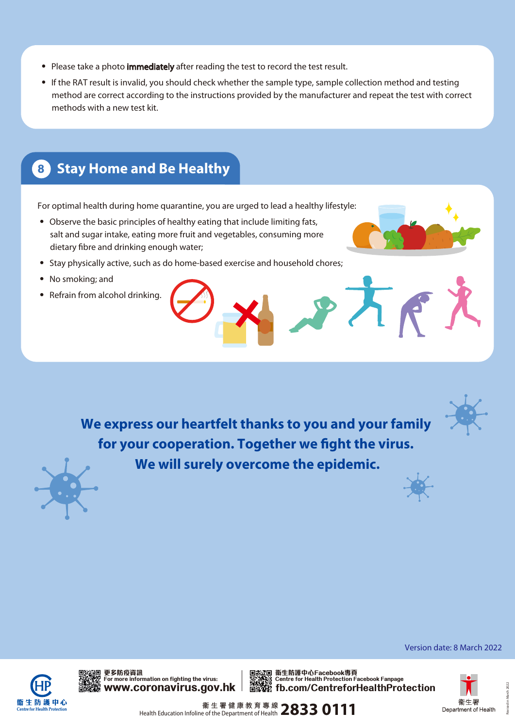- Please take a photo **immediately** after reading the test to record the test result.
- If the RAT result is invalid, you should check whether the sample type, sample collection method and testing method are correct according to the instructions provided by the manufacturer and repeat the test with correct methods with a new test kit.

## 8 Stay Home and Be Healthy

For optimal health during home quarantine, you are urged to lead a healthy lifestyle:

- Observe the basic principles of healthy eating that include limiting fats, salt and sugar intake, eating more fruit and vegetables, consuming more dietary fibre and drinking enough water;
- Stay physically active, such as do home-based exercise and household chores;
- No smoking; and
- Refrain from alcohol drinking.

**We express our heartfelt thanks to you and your family for your cooperation. Together we fight the virus. We will surely overcome the epidemic.**

Version date: 8 March 2022

衞生防護中心 Centre for Health Protection

更多防疫資訊
For more information on fighting the virus:
www.coronavirus.gov.hk

衞生防護中心Facebook專頁
Centre for Health Protection Facebook Fanpage
fb.com/CentreforHealthProtection

衞生署健康教育專線
Health Education Infoline of the Department of Health **2833 0111**

衞生署 Department of Health

Revised in March 2022